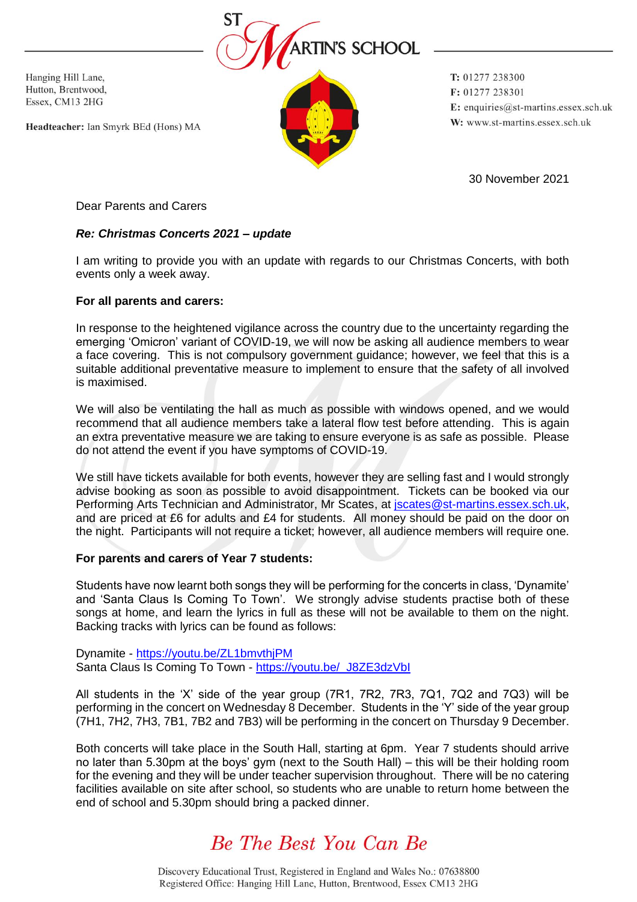ST MARTIN'S SCHOOL

Hanging Hill Lane,
Hutton, Brentwood,
Essex, CM13 2HG

**Headteacher:** Ian Smyrk BEd (Hons) MA

**T:** 01277 238300
**F:** 01277 238301
**E:** enquiries@st-martins.essex.sch.uk
**W:** www.st-martins.essex.sch.uk

30 November 2021

Dear Parents and Carers

***Re: Christmas Concerts 2021 – update***

I am writing to provide you with an update with regards to our Christmas Concerts, with both events only a week away.

**For all parents and carers:**

In response to the heightened vigilance across the country due to the uncertainty regarding the emerging 'Omicron' variant of COVID-19, we will now be asking all audience members to wear a face covering. This is not compulsory government guidance; however, we feel that this is a suitable additional preventative measure to implement to ensure that the safety of all involved is maximised.

We will also be ventilating the hall as much as possible with windows opened, and we would recommend that all audience members take a lateral flow test before attending. This is again an extra preventative measure we are taking to ensure everyone is as safe as possible. Please do not attend the event if you have symptoms of COVID-19.

We still have tickets available for both events, however they are selling fast and I would strongly advise booking as soon as possible to avoid disappointment. Tickets can be booked via our Performing Arts Technician and Administrator, Mr Scates, at jscates@st-martins.essex.sch.uk, and are priced at £6 for adults and £4 for students. All money should be paid on the door on the night. Participants will not require a ticket; however, all audience members will require one.

**For parents and carers of Year 7 students:**

Students have now learnt both songs they will be performing for the concerts in class, 'Dynamite' and 'Santa Claus Is Coming To Town'. We strongly advise students practise both of these songs at home, and learn the lyrics in full as these will not be available to them on the night. Backing tracks with lyrics can be found as follows:

Dynamite - https://youtu.be/ZL1bmvthjPM
Santa Claus Is Coming To Town - https://youtu.be/_J8ZE3dzVbI

All students in the 'X' side of the year group (7R1, 7R2, 7R3, 7Q1, 7Q2 and 7Q3) will be performing in the concert on Wednesday 8 December. Students in the 'Y' side of the year group (7H1, 7H2, 7H3, 7B1, 7B2 and 7B3) will be performing in the concert on Thursday 9 December.

Both concerts will take place in the South Hall, starting at 6pm. Year 7 students should arrive no later than 5.30pm at the boys' gym (next to the South Hall) – this will be their holding room for the evening and they will be under teacher supervision throughout. There will be no catering facilities available on site after school, so students who are unable to return home between the end of school and 5.30pm should bring a packed dinner.

*Be The Best You Can Be*

Discovery Educational Trust, Registered in England and Wales No.: 07638800
Registered Office: Hanging Hill Lane, Hutton, Brentwood, Essex CM13 2HG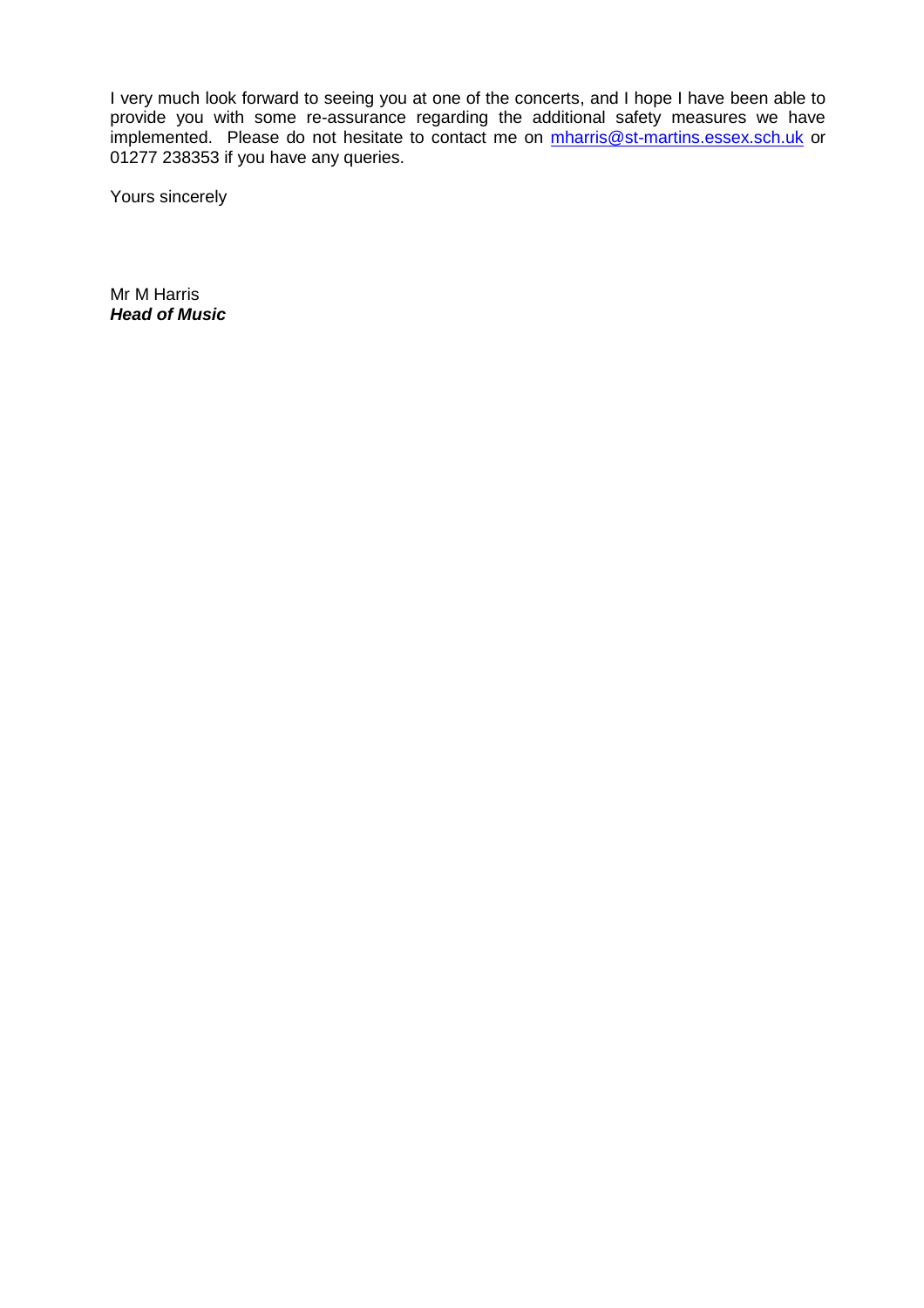I very much look forward to seeing you at one of the concerts, and I hope I have been able to provide you with some re-assurance regarding the additional safety measures we have implemented. Please do not hesitate to contact me on mharris@st-martins.essex.sch.uk or 01277 238353 if you have any queries.

Yours sincerely

Mr M Harris
***Head of Music***